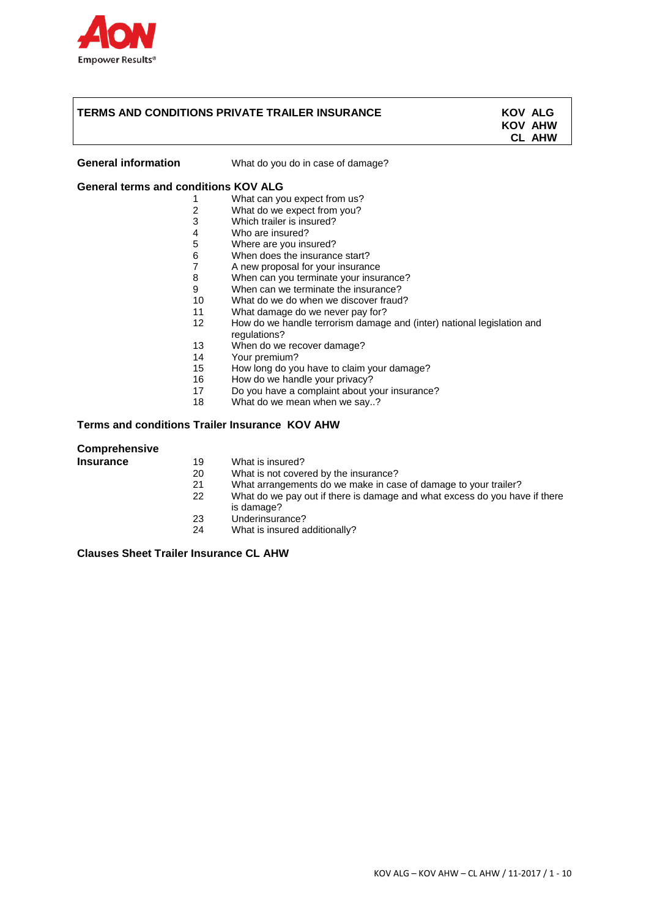# TERMS AND CONDITIONS PRIVATE TRAILER INSURANCE

**KOV ALG**
**KOV AHW**
**CL AHW**

**General information** — What do you do in case of damage?

## General terms and conditions KOV ALG

| | |
|---|---|
| 1 | What can you expect from us? |
| 2 | What do we expect from you? |
| 3 | Which trailer is insured? |
| 4 | Who are insured? |
| 5 | Where are you insured? |
| 6 | When does the insurance start? |
| 7 | A new proposal for your insurance |
| 8 | When can you terminate your insurance? |
| 9 | When can we terminate the insurance? |
| 10 | What do we do when we discover fraud? |
| 11 | What damage do we never pay for? |
| 12 | How do we handle terrorism damage and (inter) national legislation and regulations? |
| 13 | When do we recover damage? |
| 14 | Your premium? |
| 15 | How long do you have to claim your damage? |
| 16 | How do we handle your privacy? |
| 17 | Do you have a complaint about your insurance? |
| 18 | What do we mean when we say..? |

## Terms and conditions Trailer Insurance KOV AHW

**Comprehensive Insurance**

| | |
|---|---|
| 19 | What is insured? |
| 20 | What is not covered by the insurance? |
| 21 | What arrangements do we make in case of damage to your trailer? |
| 22 | What do we pay out if there is damage and what excess do you have if there is damage? |
| 23 | Underinsurance? |
| 24 | What is insured additionally? |

## Clauses Sheet Trailer Insurance CL AHW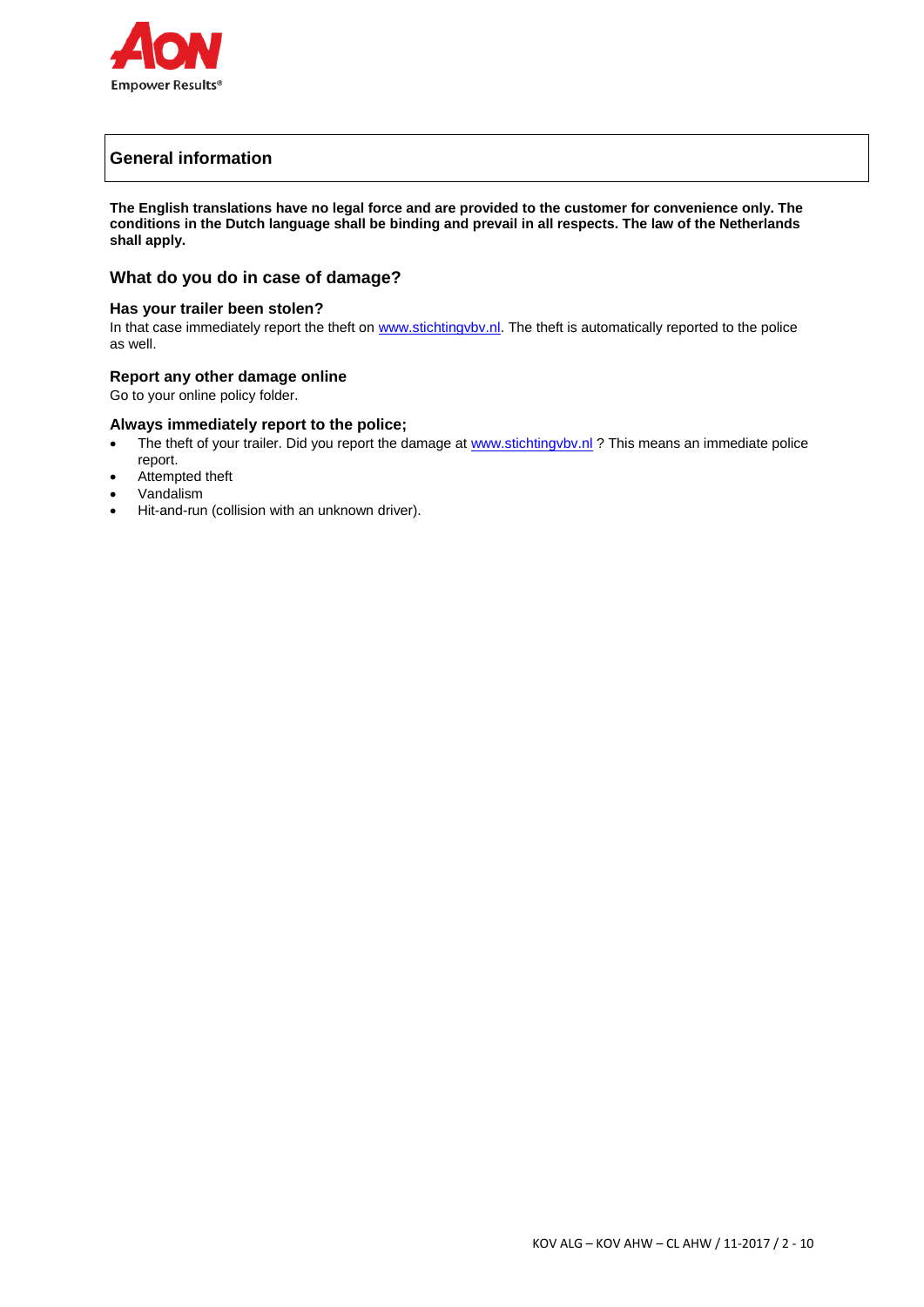## General information

**The English translations have no legal force and are provided to the customer for convenience only. The conditions in the Dutch language shall be binding and prevail in all respects. The law of the Netherlands shall apply.**

### What do you do in case of damage?

#### Has your trailer been stolen?

In that case immediately report the theft on www.stichtingvbv.nl. The theft is automatically reported to the police as well.

#### Report any other damage online

Go to your online policy folder.

#### Always immediately report to the police;

- The theft of your trailer. Did you report the damage at www.stichtingvbv.nl ? This means an immediate police report.
- Attempted theft
- Vandalism
- Hit-and-run (collision with an unknown driver).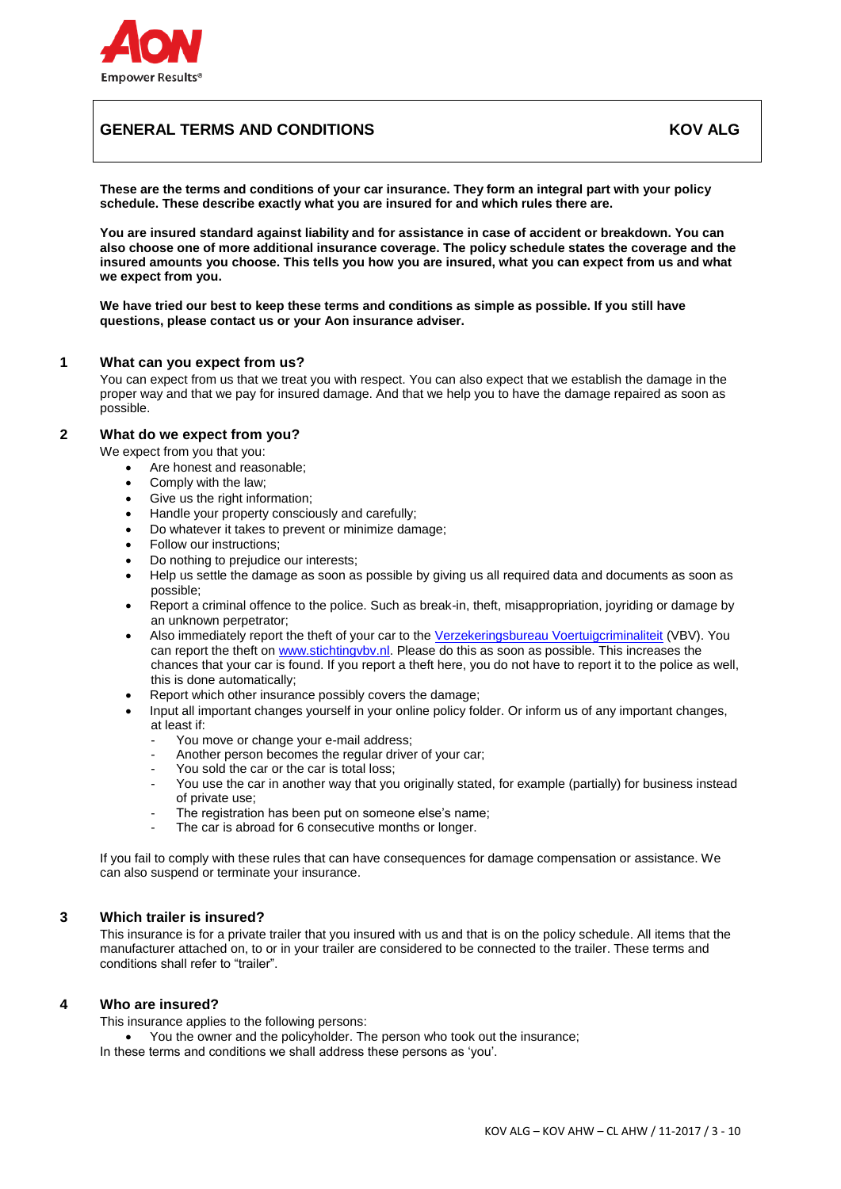## GENERAL TERMS AND CONDITIONS — KOV ALG

**These are the terms and conditions of your car insurance. They form an integral part with your policy schedule. These describe exactly what you are insured for and which rules there are.**

**You are insured standard against liability and for assistance in case of accident or breakdown. You can also choose one of more additional insurance coverage. The policy schedule states the coverage and the insured amounts you choose. This tells you how you are insured, what you can expect from us and what we expect from you.**

**We have tried our best to keep these terms and conditions as simple as possible. If you still have questions, please contact us or your Aon insurance adviser.**

### 1 What can you expect from us?

You can expect from us that we treat you with respect. You can also expect that we establish the damage in the proper way and that we pay for insured damage. And that we help you to have the damage repaired as soon as possible.

### 2 What do we expect from you?

We expect from you that you:

- Are honest and reasonable;
- Comply with the law;
- Give us the right information;
- Handle your property consciously and carefully;
- Do whatever it takes to prevent or minimize damage;
- Follow our instructions;
- Do nothing to prejudice our interests;
- Help us settle the damage as soon as possible by giving us all required data and documents as soon as possible;
- Report a criminal offence to the police. Such as break-in, theft, misappropriation, joyriding or damage by an unknown perpetrator;
- Also immediately report the theft of your car to the Verzekeringsbureau Voertuigcriminaliteit (VBV). You can report the theft on www.stichtingvbv.nl. Please do this as soon as possible. This increases the chances that your car is found. If you report a theft here, you do not have to report it to the police as well, this is done automatically;
- Report which other insurance possibly covers the damage;
- Input all important changes yourself in your online policy folder. Or inform us of any important changes, at least if:
  - You move or change your e-mail address;
  - Another person becomes the regular driver of your car;
  - You sold the car or the car is total loss;
  - You use the car in another way that you originally stated, for example (partially) for business instead of private use;
  - The registration has been put on someone else's name;
  - The car is abroad for 6 consecutive months or longer.

If you fail to comply with these rules that can have consequences for damage compensation or assistance. We can also suspend or terminate your insurance.

### 3 Which trailer is insured?

This insurance is for a private trailer that you insured with us and that is on the policy schedule. All items that the manufacturer attached on, to or in your trailer are considered to be connected to the trailer. These terms and conditions shall refer to "trailer".

### 4 Who are insured?

This insurance applies to the following persons:

- You the owner and the policyholder. The person who took out the insurance;

In these terms and conditions we shall address these persons as 'you'.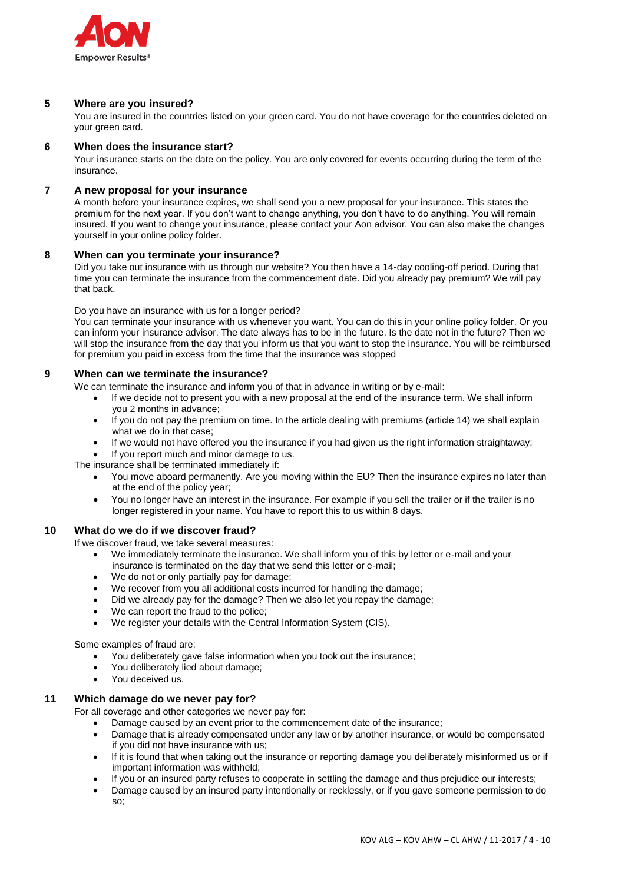## 5 Where are you insured?

You are insured in the countries listed on your green card. You do not have coverage for the countries deleted on your green card.

## 6 When does the insurance start?

Your insurance starts on the date on the policy. You are only covered for events occurring during the term of the insurance.

## 7 A new proposal for your insurance

A month before your insurance expires, we shall send you a new proposal for your insurance. This states the premium for the next year. If you don't want to change anything, you don't have to do anything. You will remain insured. If you want to change your insurance, please contact your Aon advisor. You can also make the changes yourself in your online policy folder.

## 8 When can you terminate your insurance?

Did you take out insurance with us through our website? You then have a 14-day cooling-off period. During that time you can terminate the insurance from the commencement date. Did you already pay premium? We will pay that back.

Do you have an insurance with us for a longer period?
You can terminate your insurance with us whenever you want. You can do this in your online policy folder. Or you can inform your insurance advisor. The date always has to be in the future. Is the date not in the future? Then we will stop the insurance from the day that you inform us that you want to stop the insurance. You will be reimbursed for premium you paid in excess from the time that the insurance was stopped

## 9 When can we terminate the insurance?

We can terminate the insurance and inform you of that in advance in writing or by e-mail:

- If we decide not to present you with a new proposal at the end of the insurance term. We shall inform you 2 months in advance;
- If you do not pay the premium on time. In the article dealing with premiums (article 14) we shall explain what we do in that case;
- If we would not have offered you the insurance if you had given us the right information straightaway;
- If you report much and minor damage to us.

The insurance shall be terminated immediately if:

- You move aboard permanently. Are you moving within the EU? Then the insurance expires no later than at the end of the policy year;
- You no longer have an interest in the insurance. For example if you sell the trailer or if the trailer is no longer registered in your name. You have to report this to us within 8 days.

## 10 What do we do if we discover fraud?

If we discover fraud, we take several measures:

- We immediately terminate the insurance. We shall inform you of this by letter or e-mail and your insurance is terminated on the day that we send this letter or e-mail;
- We do not or only partially pay for damage;
- We recover from you all additional costs incurred for handling the damage;
- Did we already pay for the damage? Then we also let you repay the damage;
- We can report the fraud to the police;
- We register your details with the Central Information System (CIS).

Some examples of fraud are:

- You deliberately gave false information when you took out the insurance;
- You deliberately lied about damage;
- You deceived us.

## 11 Which damage do we never pay for?

For all coverage and other categories we never pay for:

- Damage caused by an event prior to the commencement date of the insurance;
- Damage that is already compensated under any law or by another insurance, or would be compensated if you did not have insurance with us;
- If it is found that when taking out the insurance or reporting damage you deliberately misinformed us or if important information was withheld;
- If you or an insured party refuses to cooperate in settling the damage and thus prejudice our interests;
- Damage caused by an insured party intentionally or recklessly, or if you gave someone permission to do so;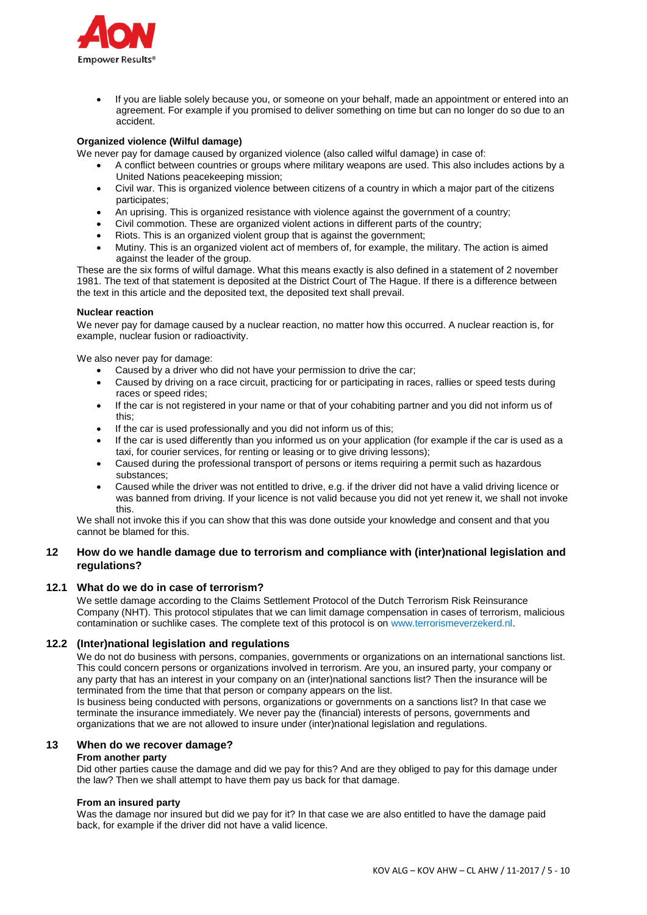- If you are liable solely because you, or someone on your behalf, made an appointment or entered into an agreement. For example if you promised to deliver something on time but can no longer do so due to an accident.

**Organized violence (Wilful damage)**

We never pay for damage caused by organized violence (also called wilful damage) in case of:

- A conflict between countries or groups where military weapons are used. This also includes actions by a United Nations peacekeeping mission;
- Civil war. This is organized violence between citizens of a country in which a major part of the citizens participates;
- An uprising. This is organized resistance with violence against the government of a country;
- Civil commotion. These are organized violent actions in different parts of the country;
- Riots. This is an organized violent group that is against the government;
- Mutiny. This is an organized violent act of members of, for example, the military. The action is aimed against the leader of the group.

These are the six forms of wilful damage. What this means exactly is also defined in a statement of 2 november 1981. The text of that statement is deposited at the District Court of The Hague. If there is a difference between the text in this article and the deposited text, the deposited text shall prevail.

**Nuclear reaction**

We never pay for damage caused by a nuclear reaction, no matter how this occurred. A nuclear reaction is, for example, nuclear fusion or radioactivity.

We also never pay for damage:

- Caused by a driver who did not have your permission to drive the car;
- Caused by driving on a race circuit, practicing for or participating in races, rallies or speed tests during races or speed rides;
- If the car is not registered in your name or that of your cohabiting partner and you did not inform us of this;
- If the car is used professionally and you did not inform us of this;
- If the car is used differently than you informed us on your application (for example if the car is used as a taxi, for courier services, for renting or leasing or to give driving lessons);
- Caused during the professional transport of persons or items requiring a permit such as hazardous substances;
- Caused while the driver was not entitled to drive, e.g. if the driver did not have a valid driving licence or was banned from driving. If your licence is not valid because you did not yet renew it, we shall not invoke this.

We shall not invoke this if you can show that this was done outside your knowledge and consent and that you cannot be blamed for this.

## 12 How do we handle damage due to terrorism and compliance with (inter)national legislation and regulations?

### 12.1 What do we do in case of terrorism?

We settle damage according to the Claims Settlement Protocol of the Dutch Terrorism Risk Reinsurance Company (NHT). This protocol stipulates that we can limit damage compensation in cases of terrorism, malicious contamination or suchlike cases. The complete text of this protocol is on www.terrorismeverzekerd.nl.

### 12.2 (Inter)national legislation and regulations

We do not do business with persons, companies, governments or organizations on an international sanctions list. This could concern persons or organizations involved in terrorism. Are you, an insured party, your company or any party that has an interest in your company on an (inter)national sanctions list? Then the insurance will be terminated from the time that that person or company appears on the list.

Is business being conducted with persons, organizations or governments on a sanctions list? In that case we terminate the insurance immediately. We never pay the (financial) interests of persons, governments and organizations that we are not allowed to insure under (inter)national legislation and regulations.

## 13 When do we recover damage?

**From another party**

Did other parties cause the damage and did we pay for this? And are they obliged to pay for this damage under the law? Then we shall attempt to have them pay us back for that damage.

**From an insured party**

Was the damage nor insured but did we pay for it? In that case we are also entitled to have the damage paid back, for example if the driver did not have a valid licence.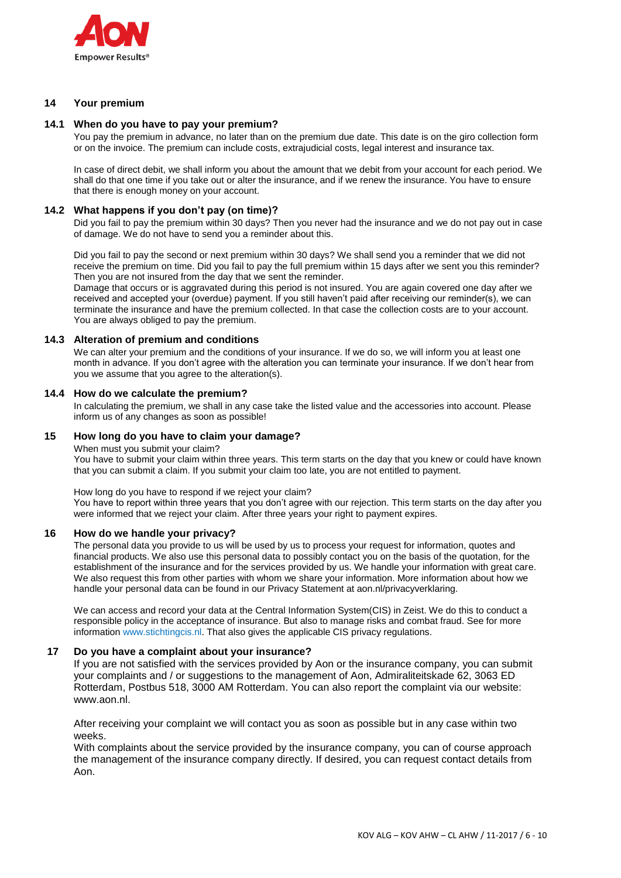## 14 Your premium

### 14.1 When do you have to pay your premium?

You pay the premium in advance, no later than on the premium due date. This date is on the giro collection form or on the invoice. The premium can include costs, extrajudicial costs, legal interest and insurance tax.

In case of direct debit, we shall inform you about the amount that we debit from your account for each period. We shall do that one time if you take out or alter the insurance, and if we renew the insurance. You have to ensure that there is enough money on your account.

### 14.2 What happens if you don't pay (on time)?

Did you fail to pay the premium within 30 days? Then you never had the insurance and we do not pay out in case of damage. We do not have to send you a reminder about this.

Did you fail to pay the second or next premium within 30 days? We shall send you a reminder that we did not receive the premium on time. Did you fail to pay the full premium within 15 days after we sent you this reminder? Then you are not insured from the day that we sent the reminder.
Damage that occurs or is aggravated during this period is not insured. You are again covered one day after we received and accepted your (overdue) payment. If you still haven't paid after receiving our reminder(s), we can terminate the insurance and have the premium collected. In that case the collection costs are to your account. You are always obliged to pay the premium.

### 14.3 Alteration of premium and conditions

We can alter your premium and the conditions of your insurance. If we do so, we will inform you at least one month in advance. If you don't agree with the alteration you can terminate your insurance. If we don't hear from you we assume that you agree to the alteration(s).

### 14.4 How do we calculate the premium?

In calculating the premium, we shall in any case take the listed value and the accessories into account. Please inform us of any changes as soon as possible!

## 15 How long do you have to claim your damage?

When must you submit your claim?
You have to submit your claim within three years. This term starts on the day that you knew or could have known that you can submit a claim. If you submit your claim too late, you are not entitled to payment.

How long do you have to respond if we reject your claim?
You have to report within three years that you don't agree with our rejection. This term starts on the day after you were informed that we reject your claim. After three years your right to payment expires.

## 16 How do we handle your privacy?

The personal data you provide to us will be used by us to process your request for information, quotes and financial products. We also use this personal data to possibly contact you on the basis of the quotation, for the establishment of the insurance and for the services provided by us. We handle your information with great care. We also request this from other parties with whom we share your information. More information about how we handle your personal data can be found in our Privacy Statement at aon.nl/privacyverklaring.

We can access and record your data at the Central Information System(CIS) in Zeist. We do this to conduct a responsible policy in the acceptance of insurance. But also to manage risks and combat fraud. See for more information www.stichtingcis.nl. That also gives the applicable CIS privacy regulations.

## 17 Do you have a complaint about your insurance?

If you are not satisfied with the services provided by Aon or the insurance company, you can submit your complaints and / or suggestions to the management of Aon, Admiraliteitskade 62, 3063 ED Rotterdam, Postbus 518, 3000 AM Rotterdam. You can also report the complaint via our website: www.aon.nl.

After receiving your complaint we will contact you as soon as possible but in any case within two weeks.
With complaints about the service provided by the insurance company, you can of course approach the management of the insurance company directly. If desired, you can request contact details from Aon.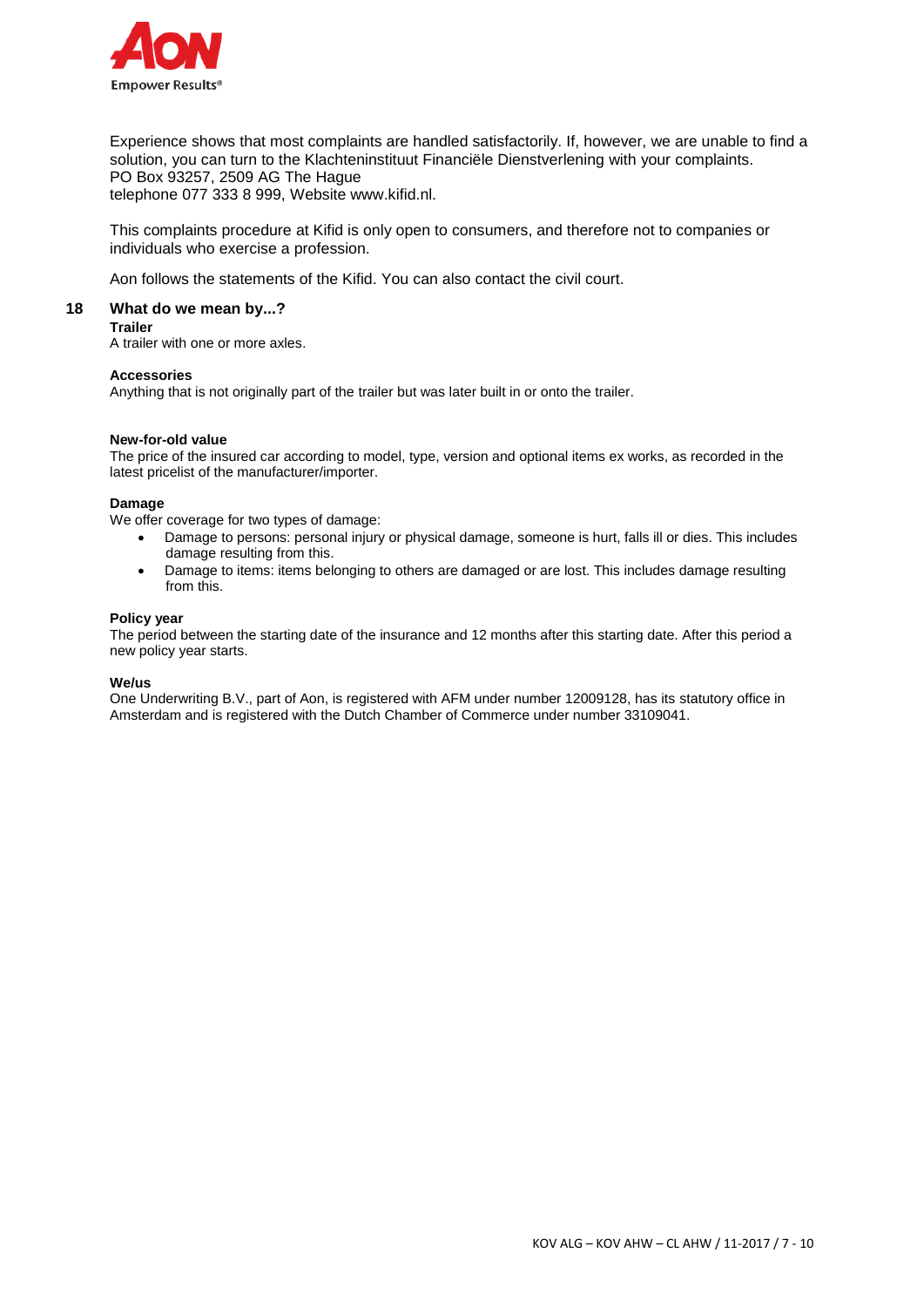Experience shows that most complaints are handled satisfactorily. If, however, we are unable to find a solution, you can turn to the Klachteninstituut Financiële Dienstverlening with your complaints.
PO Box 93257, 2509 AG The Hague
telephone 077 333 8 999, Website www.kifid.nl.

This complaints procedure at Kifid is only open to consumers, and therefore not to companies or individuals who exercise a profession.

Aon follows the statements of the Kifid. You can also contact the civil court.

## 18 What do we mean by...?

**Trailer**
A trailer with one or more axles.

**Accessories**
Anything that is not originally part of the trailer but was later built in or onto the trailer.

**New-for-old value**
The price of the insured car according to model, type, version and optional items ex works, as recorded in the latest pricelist of the manufacturer/importer.

**Damage**
We offer coverage for two types of damage:

- Damage to persons: personal injury or physical damage, someone is hurt, falls ill or dies. This includes damage resulting from this.
- Damage to items: items belonging to others are damaged or are lost. This includes damage resulting from this.

**Policy year**
The period between the starting date of the insurance and 12 months after this starting date. After this period a new policy year starts.

**We/us**
One Underwriting B.V., part of Aon, is registered with AFM under number 12009128, has its statutory office in Amsterdam and is registered with the Dutch Chamber of Commerce under number 33109041.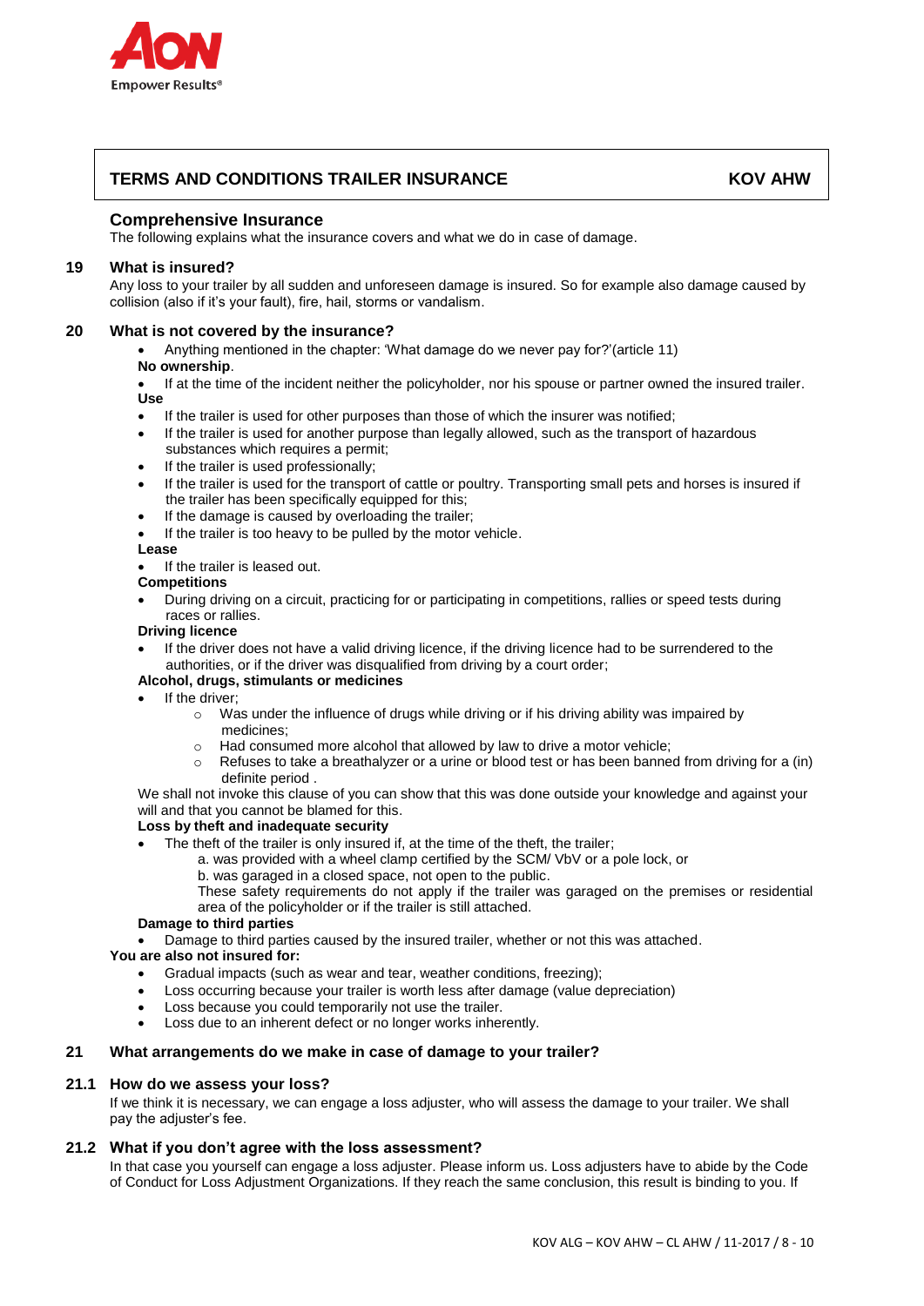# TERMS AND CONDITIONS TRAILER INSURANCE — KOV AHW

## Comprehensive Insurance

The following explains what the insurance covers and what we do in case of damage.

## 19 What is insured?

Any loss to your trailer by all sudden and unforeseen damage is insured. So for example also damage caused by collision (also if it's your fault), fire, hail, storms or vandalism.

## 20 What is not covered by the insurance?

- Anything mentioned in the chapter: 'What damage do we never pay for?'(article 11)

**No ownership**.

- If at the time of the incident neither the policyholder, nor his spouse or partner owned the insured trailer.

**Use**

- If the trailer is used for other purposes than those of which the insurer was notified;
- If the trailer is used for another purpose than legally allowed, such as the transport of hazardous substances which requires a permit;
- If the trailer is used professionally;
- If the trailer is used for the transport of cattle or poultry. Transporting small pets and horses is insured if the trailer has been specifically equipped for this;
- If the damage is caused by overloading the trailer;
- If the trailer is too heavy to be pulled by the motor vehicle.

**Lease**

- If the trailer is leased out.

**Competitions**

- During driving on a circuit, practicing for or participating in competitions, rallies or speed tests during races or rallies.

**Driving licence**

- If the driver does not have a valid driving licence, if the driving licence had to be surrendered to the authorities, or if the driver was disqualified from driving by a court order;

**Alcohol, drugs, stimulants or medicines**

- If the driver;
  - Was under the influence of drugs while driving or if his driving ability was impaired by medicines;
  - Had consumed more alcohol that allowed by law to drive a motor vehicle;
  - Refuses to take a breathalyzer or a urine or blood test or has been banned from driving for a (in) definite period .

We shall not invoke this clause of you can show that this was done outside your knowledge and against your will and that you cannot be blamed for this.

**Loss by theft and inadequate security**

- The theft of the trailer is only insured if, at the time of the theft, the trailer;
  a. was provided with a wheel clamp certified by the SCM/ VbV or a pole lock, or
  b. was garaged in a closed space, not open to the public.
  These safety requirements do not apply if the trailer was garaged on the premises or residential area of the policyholder or if the trailer is still attached.

**Damage to third parties**

- Damage to third parties caused by the insured trailer, whether or not this was attached.

**You are also not insured for:**

- Gradual impacts (such as wear and tear, weather conditions, freezing);
- Loss occurring because your trailer is worth less after damage (value depreciation)
- Loss because you could temporarily not use the trailer.
- Loss due to an inherent defect or no longer works inherently.

## 21 What arrangements do we make in case of damage to your trailer?

### 21.1 How do we assess your loss?

If we think it is necessary, we can engage a loss adjuster, who will assess the damage to your trailer. We shall pay the adjuster's fee.

### 21.2 What if you don't agree with the loss assessment?

In that case you yourself can engage a loss adjuster. Please inform us. Loss adjusters have to abide by the Code of Conduct for Loss Adjustment Organizations. If they reach the same conclusion, this result is binding to you. If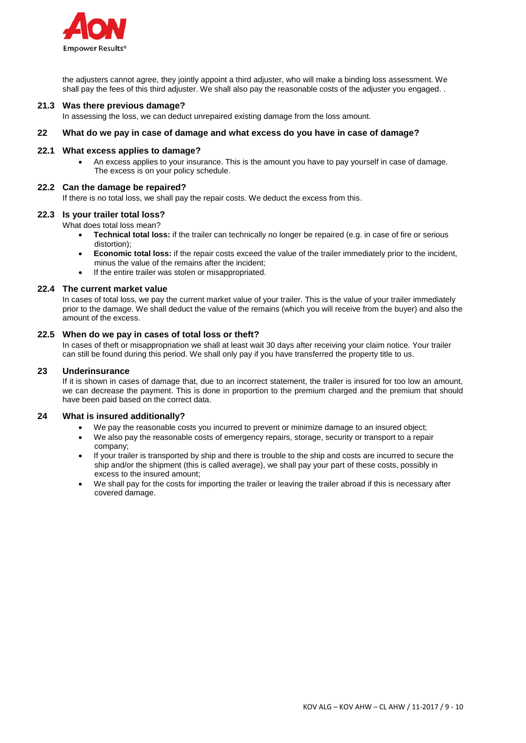the adjusters cannot agree, they jointly appoint a third adjuster, who will make a binding loss assessment. We shall pay the fees of this third adjuster. We shall also pay the reasonable costs of the adjuster you engaged. .

### 21.3 Was there previous damage?

In assessing the loss, we can deduct unrepaired existing damage from the loss amount.

## 22 What do we pay in case of damage and what excess do you have in case of damage?

### 22.1 What excess applies to damage?

- An excess applies to your insurance. This is the amount you have to pay yourself in case of damage. The excess is on your policy schedule.

### 22.2 Can the damage be repaired?

If there is no total loss, we shall pay the repair costs. We deduct the excess from this.

### 22.3 Is your trailer total loss?

What does total loss mean?

- **Technical total loss:** if the trailer can technically no longer be repaired (e.g. in case of fire or serious distortion);
- **Economic total loss:** if the repair costs exceed the value of the trailer immediately prior to the incident, minus the value of the remains after the incident;
- If the entire trailer was stolen or misappropriated.

### 22.4 The current market value

In cases of total loss, we pay the current market value of your trailer. This is the value of your trailer immediately prior to the damage. We shall deduct the value of the remains (which you will receive from the buyer) and also the amount of the excess.

### 22.5 When do we pay in cases of total loss or theft?

In cases of theft or misappropriation we shall at least wait 30 days after receiving your claim notice. Your trailer can still be found during this period. We shall only pay if you have transferred the property title to us.

## 23 Underinsurance

If it is shown in cases of damage that, due to an incorrect statement, the trailer is insured for too low an amount, we can decrease the payment. This is done in proportion to the premium charged and the premium that should have been paid based on the correct data.

## 24 What is insured additionally?

- We pay the reasonable costs you incurred to prevent or minimize damage to an insured object;
- We also pay the reasonable costs of emergency repairs, storage, security or transport to a repair company;
- If your trailer is transported by ship and there is trouble to the ship and costs are incurred to secure the ship and/or the shipment (this is called average), we shall pay your part of these costs, possibly in excess to the insured amount;
- We shall pay for the costs for importing the trailer or leaving the trailer abroad if this is necessary after covered damage.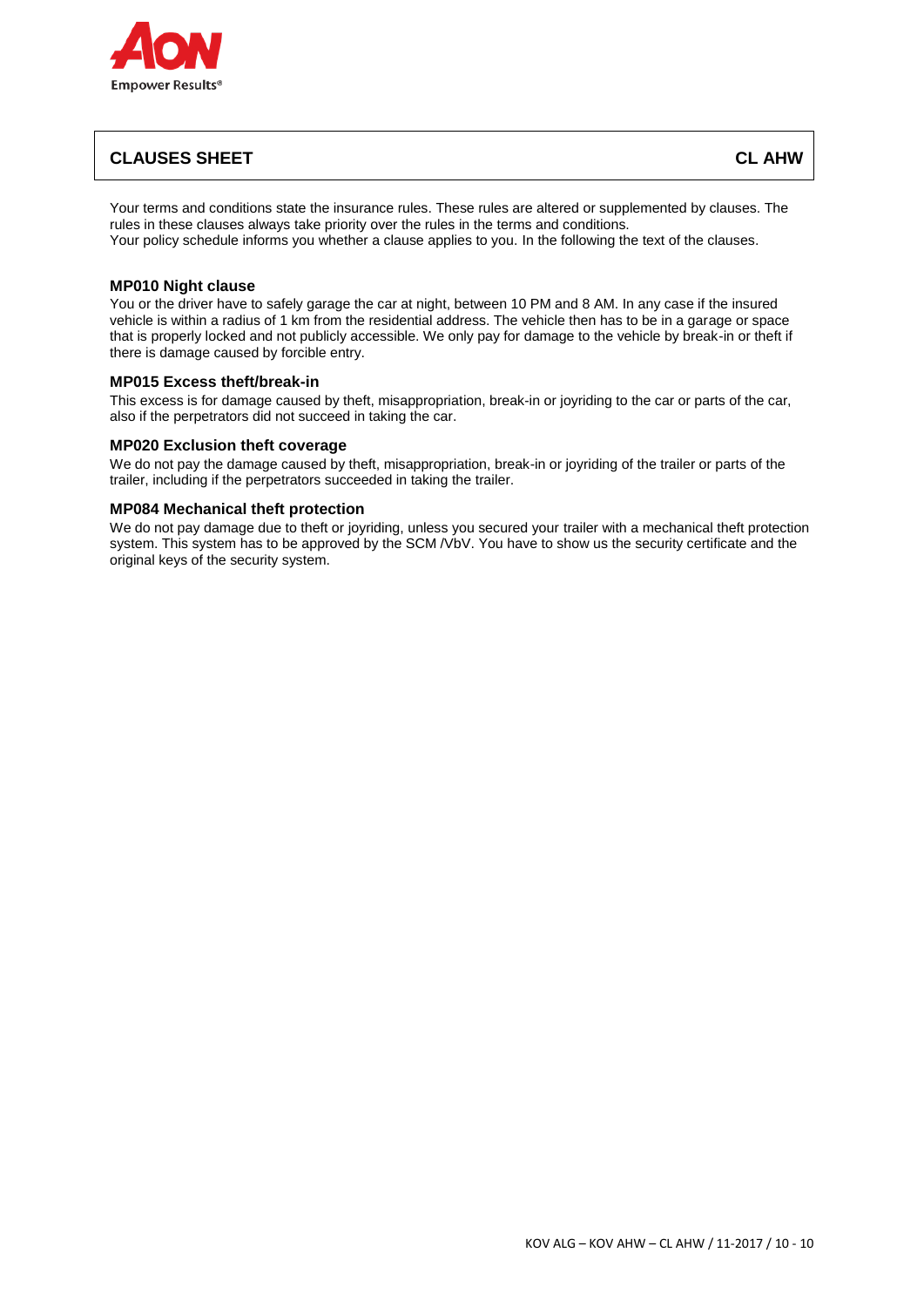## CLAUSES SHEET — CL AHW

Your terms and conditions state the insurance rules. These rules are altered or supplemented by clauses. The rules in these clauses always take priority over the rules in the terms and conditions.
Your policy schedule informs you whether a clause applies to you. In the following the text of the clauses.

### MP010 Night clause

You or the driver have to safely garage the car at night, between 10 PM and 8 AM. In any case if the insured vehicle is within a radius of 1 km from the residential address. The vehicle then has to be in a garage or space that is properly locked and not publicly accessible. We only pay for damage to the vehicle by break-in or theft if there is damage caused by forcible entry.

### MP015 Excess theft/break-in

This excess is for damage caused by theft, misappropriation, break-in or joyriding to the car or parts of the car, also if the perpetrators did not succeed in taking the car.

### MP020 Exclusion theft coverage

We do not pay the damage caused by theft, misappropriation, break-in or joyriding of the trailer or parts of the trailer, including if the perpetrators succeeded in taking the trailer.

### MP084 Mechanical theft protection

We do not pay damage due to theft or joyriding, unless you secured your trailer with a mechanical theft protection system. This system has to be approved by the SCM /VbV. You have to show us the security certificate and the original keys of the security system.